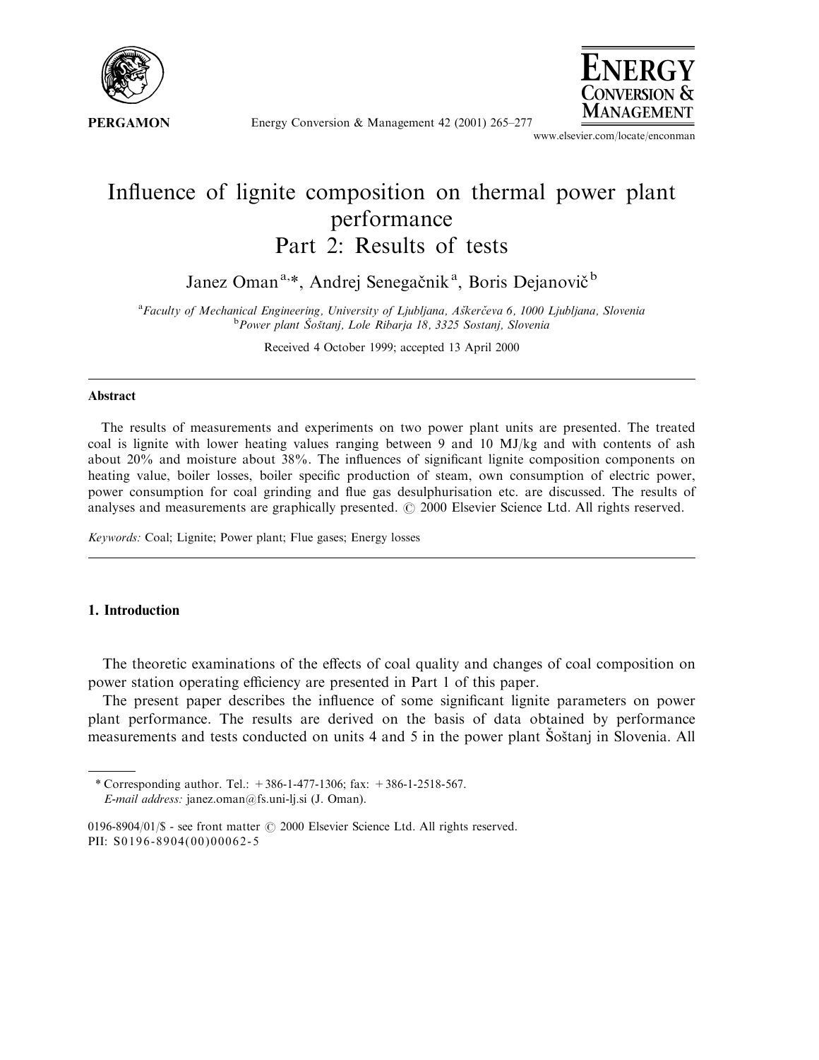# Influence of lignite composition on thermal power plant performance
## Part 2: Results of tests

Janez Oman[a,*], Andrej Senegačnik[a], Boris Dejanovič[b]

[a]*Faculty of Mechanical Engineering, University of Ljubljana, Aškerčeva 6, 1000 Ljubljana, Slovenia*
[b]*Power plant Šoštanj, Lole Ribarja 18, 3325 Sostanj, Slovenia*

Received 4 October 1999; accepted 13 April 2000

### Abstract

The results of measurements and experiments on two power plant units are presented. The treated coal is lignite with lower heating values ranging between 9 and 10 MJ/kg and with contents of ash about 20% and moisture about 38%. The influences of significant lignite composition components on heating value, boiler losses, boiler specific production of steam, own consumption of electric power, power consumption for coal grinding and flue gas desulphurisation etc. are discussed. The results of analyses and measurements are graphically presented. © 2000 Elsevier Science Ltd. All rights reserved.

*Keywords:* Coal; Lignite; Power plant; Flue gases; Energy losses

## 1. Introduction

The theoretic examinations of the effects of coal quality and changes of coal composition on power station operating efficiency are presented in Part 1 of this paper.

The present paper describes the influence of some significant lignite parameters on power plant performance. The results are derived on the basis of data obtained by performance measurements and tests conducted on units 4 and 5 in the power plant Šoštanj in Slovenia. All

\* Corresponding author. Tel.: +386-1-477-1306; fax: +386-1-2518-567.
*E-mail address:* janez.oman@fs.uni-lj.si (J. Oman).

0196-8904/01/$ - see front matter © 2000 Elsevier Science Ltd. All rights reserved.
PII: S0196-8904(00)00062-5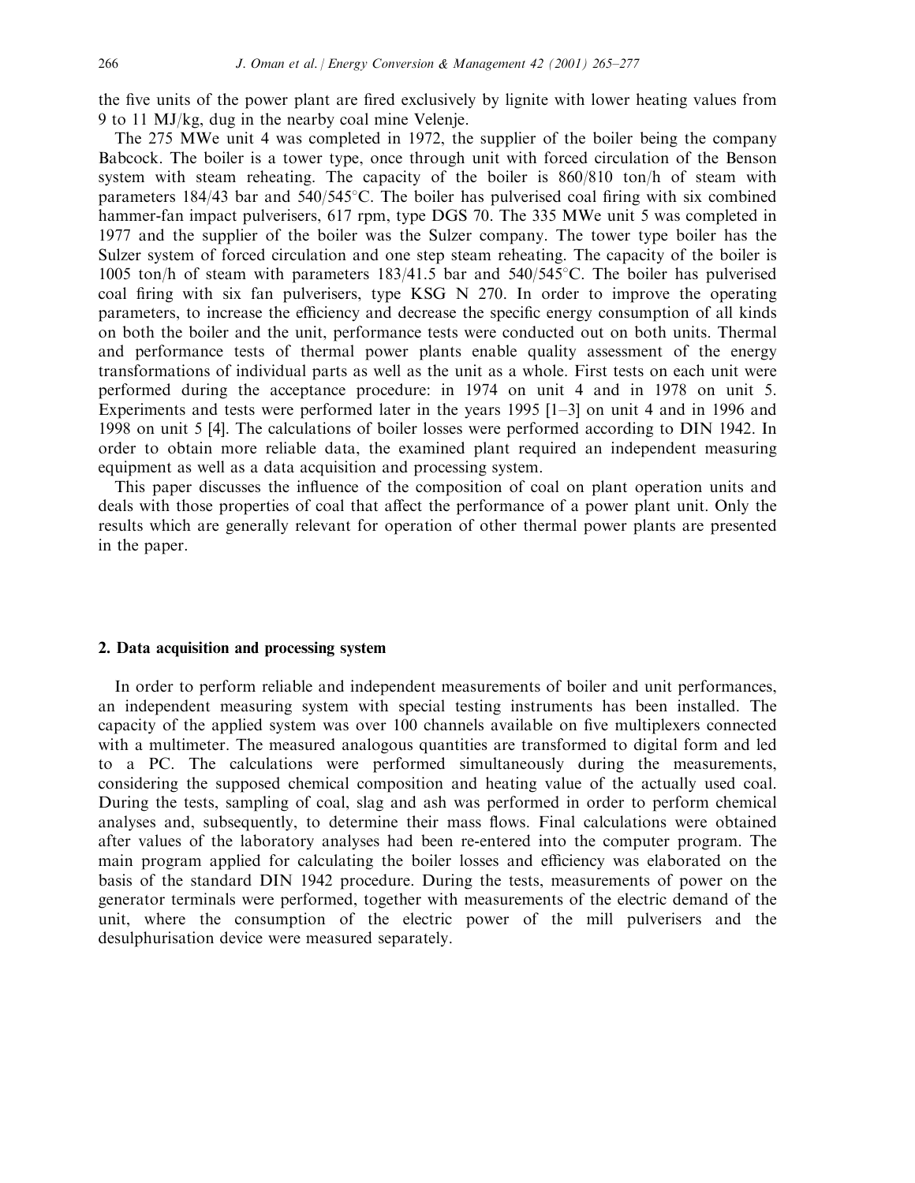the five units of the power plant are fired exclusively by lignite with lower heating values from 9 to 11 MJ/kg, dug in the nearby coal mine Velenje.

The 275 MWe unit 4 was completed in 1972, the supplier of the boiler being the company Babcock. The boiler is a tower type, once through unit with forced circulation of the Benson system with steam reheating. The capacity of the boiler is 860/810 ton/h of steam with parameters 184/43 bar and 540/545°C. The boiler has pulverised coal firing with six combined hammer-fan impact pulverisers, 617 rpm, type DGS 70. The 335 MWe unit 5 was completed in 1977 and the supplier of the boiler was the Sulzer company. The tower type boiler has the Sulzer system of forced circulation and one step steam reheating. The capacity of the boiler is 1005 ton/h of steam with parameters 183/41.5 bar and 540/545°C. The boiler has pulverised coal firing with six fan pulverisers, type KSG N 270. In order to improve the operating parameters, to increase the efficiency and decrease the specific energy consumption of all kinds on both the boiler and the unit, performance tests were conducted out on both units. Thermal and performance tests of thermal power plants enable quality assessment of the energy transformations of individual parts as well as the unit as a whole. First tests on each unit were performed during the acceptance procedure: in 1974 on unit 4 and in 1978 on unit 5. Experiments and tests were performed later in the years 1995 [1–3] on unit 4 and in 1996 and 1998 on unit 5 [4]. The calculations of boiler losses were performed according to DIN 1942. In order to obtain more reliable data, the examined plant required an independent measuring equipment as well as a data acquisition and processing system.

This paper discusses the influence of the composition of coal on plant operation units and deals with those properties of coal that affect the performance of a power plant unit. Only the results which are generally relevant for operation of other thermal power plants are presented in the paper.

## 2. Data acquisition and processing system

In order to perform reliable and independent measurements of boiler and unit performances, an independent measuring system with special testing instruments has been installed. The capacity of the applied system was over 100 channels available on five multiplexers connected with a multimeter. The measured analogous quantities are transformed to digital form and led to a PC. The calculations were performed simultaneously during the measurements, considering the supposed chemical composition and heating value of the actually used coal. During the tests, sampling of coal, slag and ash was performed in order to perform chemical analyses and, subsequently, to determine their mass flows. Final calculations were obtained after values of the laboratory analyses had been re-entered into the computer program. The main program applied for calculating the boiler losses and efficiency was elaborated on the basis of the standard DIN 1942 procedure. During the tests, measurements of power on the generator terminals were performed, together with measurements of the electric demand of the unit, where the consumption of the electric power of the mill pulverisers and the desulphurisation device were measured separately.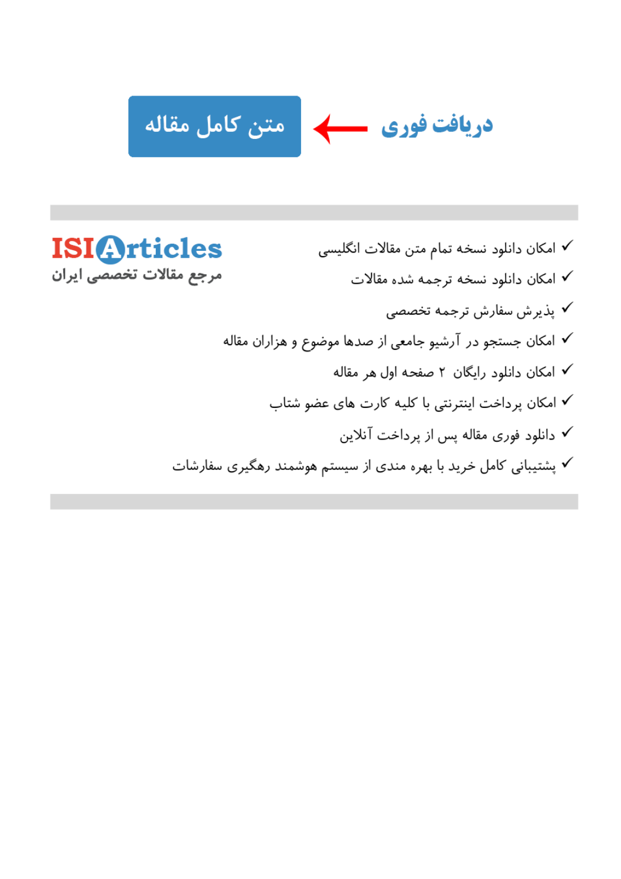دریافت فوری ← **متن کامل مقاله**

**ISIArticles**
مرجع مقالات تخصصی ایران

- ✓ امکان دانلود نسخه تمام متن مقالات انگلیسی
- ✓ امکان دانلود نسخه ترجمه شده مقالات
- ✓ پذیرش سفارش ترجمه تخصصی
- ✓ امکان جستجو در آرشیو جامعی از صدها موضوع و هزاران مقاله
- ✓ امکان دانلود رایگان ۲ صفحه اول هر مقاله
- ✓ امکان پرداخت اینترنتی با کلیه کارت های عضو شتاب
- ✓ دانلود فوری مقاله پس از پرداخت آنلاین
- ✓ پشتیبانی کامل خرید با بهره مندی از سیستم هوشمند رهگیری سفارشات